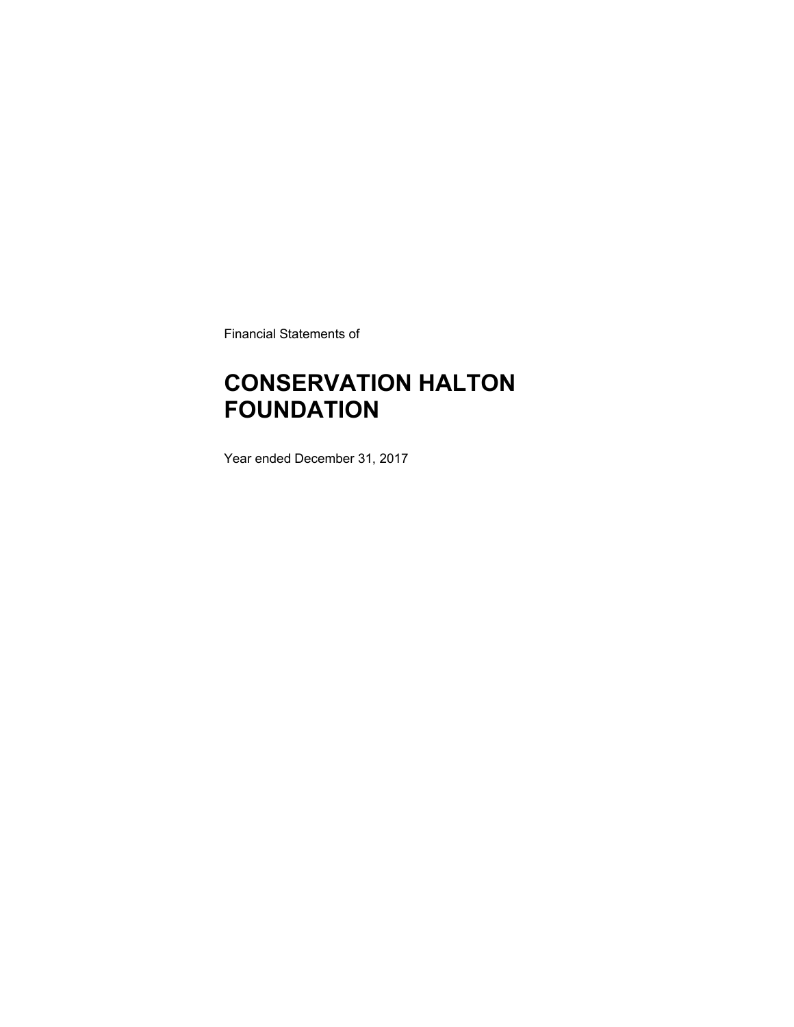Financial Statements of

# CONSERVATION HALTON FOUNDATION

Year ended December 31, 2017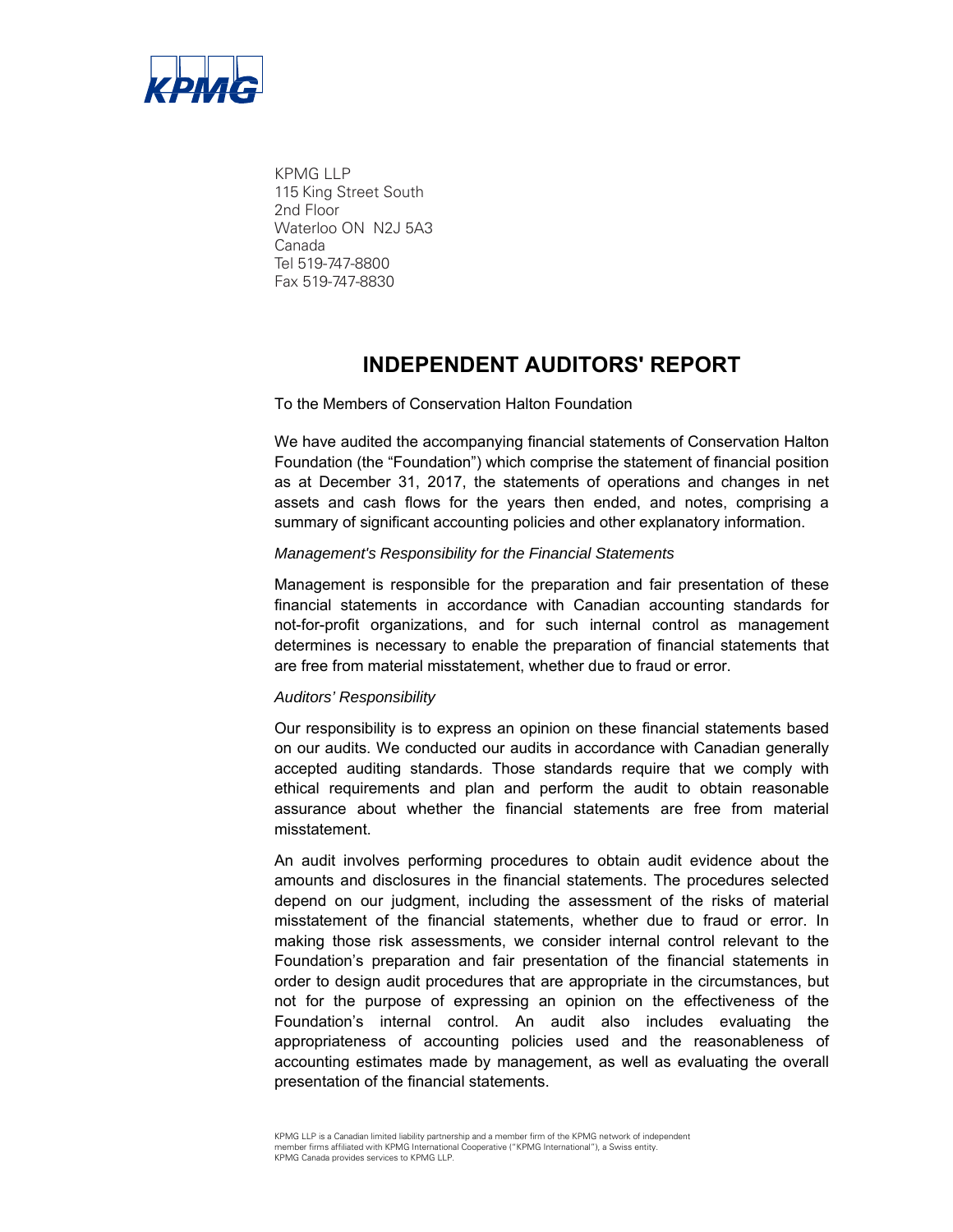KPMG LLP
115 King Street South
2nd Floor
Waterloo ON N2J 5A3
Canada
Tel 519-747-8800
Fax 519-747-8830

# INDEPENDENT AUDITORS' REPORT

To the Members of Conservation Halton Foundation

We have audited the accompanying financial statements of Conservation Halton Foundation (the "Foundation") which comprise the statement of financial position as at December 31, 2017, the statements of operations and changes in net assets and cash flows for the years then ended, and notes, comprising a summary of significant accounting policies and other explanatory information.

*Management's Responsibility for the Financial Statements*

Management is responsible for the preparation and fair presentation of these financial statements in accordance with Canadian accounting standards for not-for-profit organizations, and for such internal control as management determines is necessary to enable the preparation of financial statements that are free from material misstatement, whether due to fraud or error.

*Auditors' Responsibility*

Our responsibility is to express an opinion on these financial statements based on our audits. We conducted our audits in accordance with Canadian generally accepted auditing standards. Those standards require that we comply with ethical requirements and plan and perform the audit to obtain reasonable assurance about whether the financial statements are free from material misstatement.

An audit involves performing procedures to obtain audit evidence about the amounts and disclosures in the financial statements. The procedures selected depend on our judgment, including the assessment of the risks of material misstatement of the financial statements, whether due to fraud or error. In making those risk assessments, we consider internal control relevant to the Foundation's preparation and fair presentation of the financial statements in order to design audit procedures that are appropriate in the circumstances, but not for the purpose of expressing an opinion on the effectiveness of the Foundation's internal control. An audit also includes evaluating the appropriateness of accounting policies used and the reasonableness of accounting estimates made by management, as well as evaluating the overall presentation of the financial statements.

KPMG LLP is a Canadian limited liability partnership and a member firm of the KPMG network of independent member firms affiliated with KPMG International Cooperative ("KPMG International"), a Swiss entity. KPMG Canada provides services to KPMG LLP.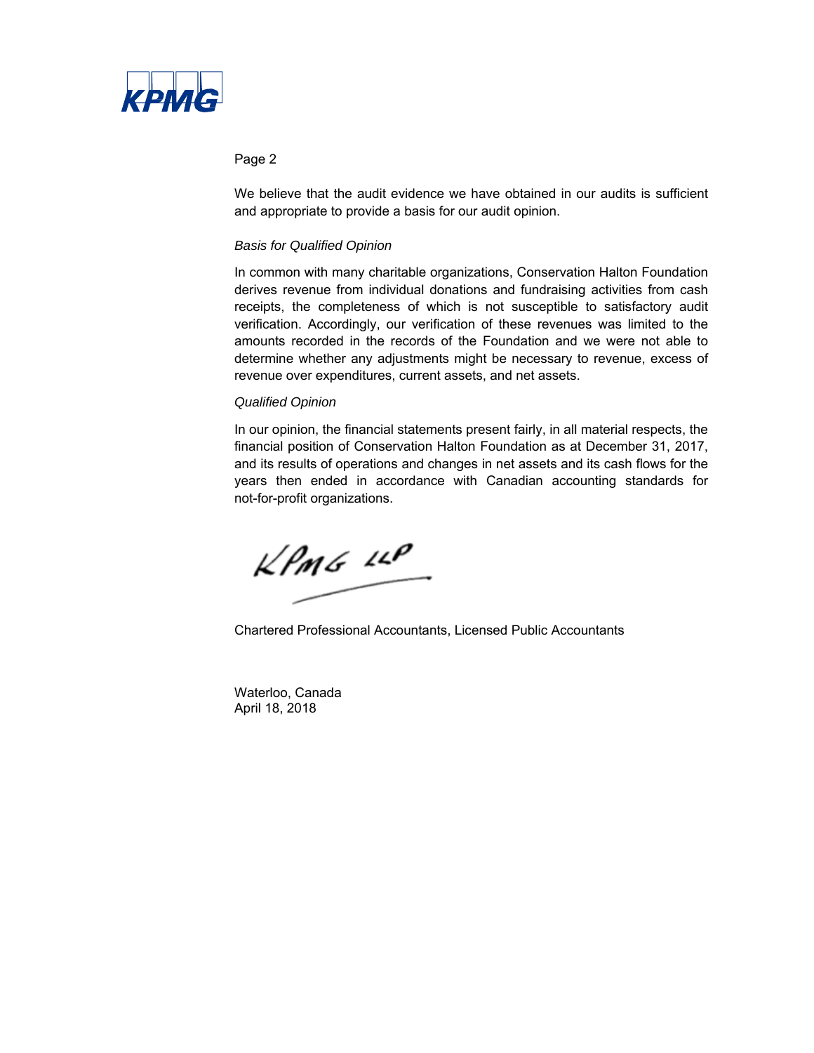We believe that the audit evidence we have obtained in our audits is sufficient and appropriate to provide a basis for our audit opinion.

*Basis for Qualified Opinion*

In common with many charitable organizations, Conservation Halton Foundation derives revenue from individual donations and fundraising activities from cash receipts, the completeness of which is not susceptible to satisfactory audit verification. Accordingly, our verification of these revenues was limited to the amounts recorded in the records of the Foundation and we were not able to determine whether any adjustments might be necessary to revenue, excess of revenue over expenditures, current assets, and net assets.

*Qualified Opinion*

In our opinion, the financial statements present fairly, in all material respects, the financial position of Conservation Halton Foundation as at December 31, 2017, and its results of operations and changes in net assets and its cash flows for the years then ended in accordance with Canadian accounting standards for not-for-profit organizations.

KPMG LLP

Chartered Professional Accountants, Licensed Public Accountants

Waterloo, Canada
April 18, 2018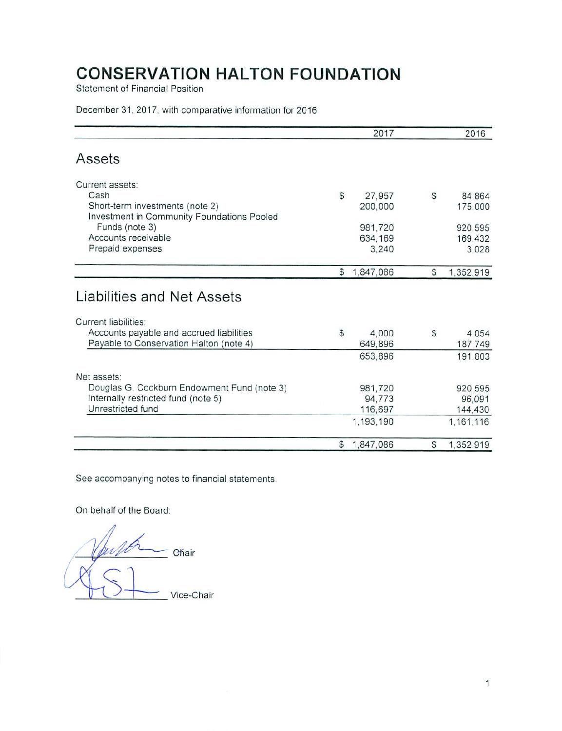# CONSERVATION HALTON FOUNDATION

Statement of Financial Position

December 31, 2017, with comparative information for 2016

| | 2017 | 2016 |
|---|---|---|
| **Assets** | | |
| Current assets: | | |
| Cash | $ 27,957 | $ 84,864 |
| Short-term investments (note 2) | 200,000 | 175,000 |
| Investment in Community Foundations Pooled Funds (note 3) | 981,720 | 920,595 |
| Accounts receivable | 634,169 | 169,432 |
| Prepaid expenses | 3,240 | 3,028 |
| | $ 1,847,086 | $ 1,352,919 |
| **Liabilities and Net Assets** | | |
| Current liabilities: | | |
| Accounts payable and accrued liabilities | $ 4,000 | $ 4,054 |
| Payable to Conservation Halton (note 4) | 649,896 | 187,749 |
| | 653,896 | 191,803 |
| Net assets: | | |
| Douglas G. Cockburn Endowment Fund (note 3) | 981,720 | 920,595 |
| Internally restricted fund (note 5) | 94,773 | 96,091 |
| Unrestricted fund | 116,697 | 144,430 |
| | 1,193,190 | 1,161,116 |
| | $ 1,847,086 | $ 1,352,919 |

See accompanying notes to financial statements.

On behalf of the Board:

_______________ Chair

_______________ Vice-Chair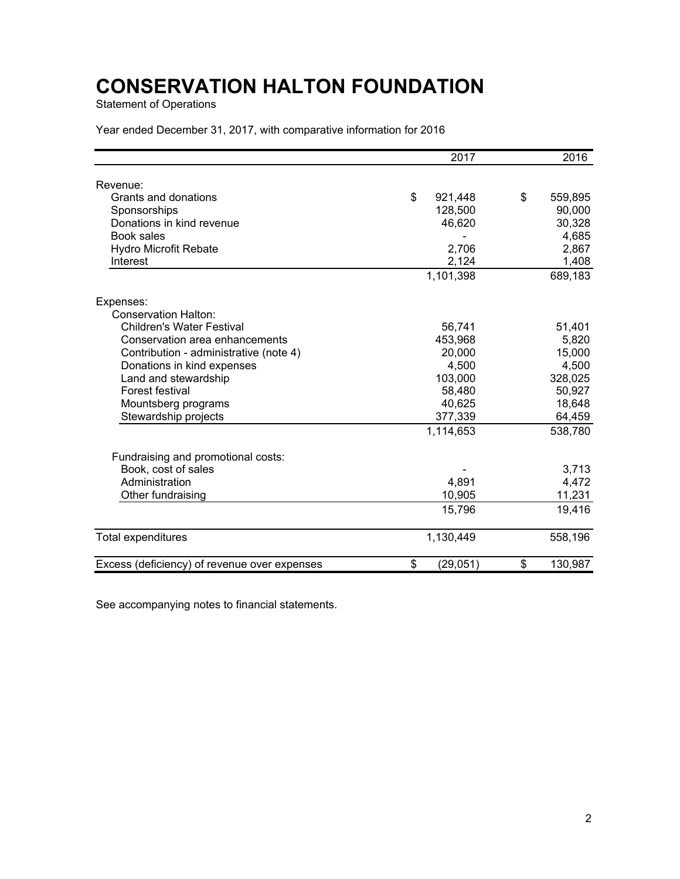# CONSERVATION HALTON FOUNDATION

Statement of Operations

Year ended December 31, 2017, with comparative information for 2016

| | 2017 | 2016 |
|---|---|---|
| Revenue: | | |
| Grants and donations | $ 921,448 | $ 559,895 |
| Sponsorships | 128,500 | 90,000 |
| Donations in kind revenue | 46,620 | 30,328 |
| Book sales | - | 4,685 |
| Hydro Microfit Rebate | 2,706 | 2,867 |
| Interest | 2,124 | 1,408 |
| | 1,101,398 | 689,183 |
| Expenses: | | |
| Conservation Halton: | | |
| Children's Water Festival | 56,741 | 51,401 |
| Conservation area enhancements | 453,968 | 5,820 |
| Contribution - administrative (note 4) | 20,000 | 15,000 |
| Donations in kind expenses | 4,500 | 4,500 |
| Land and stewardship | 103,000 | 328,025 |
| Forest festival | 58,480 | 50,927 |
| Mountsberg programs | 40,625 | 18,648 |
| Stewardship projects | 377,339 | 64,459 |
| | 1,114,653 | 538,780 |
| Fundraising and promotional costs: | | |
| Book, cost of sales | - | 3,713 |
| Administration | 4,891 | 4,472 |
| Other fundraising | 10,905 | 11,231 |
| | 15,796 | 19,416 |
| Total expenditures | 1,130,449 | 558,196 |
| Excess (deficiency) of revenue over expenses | $ (29,051) | $ 130,987 |

See accompanying notes to financial statements.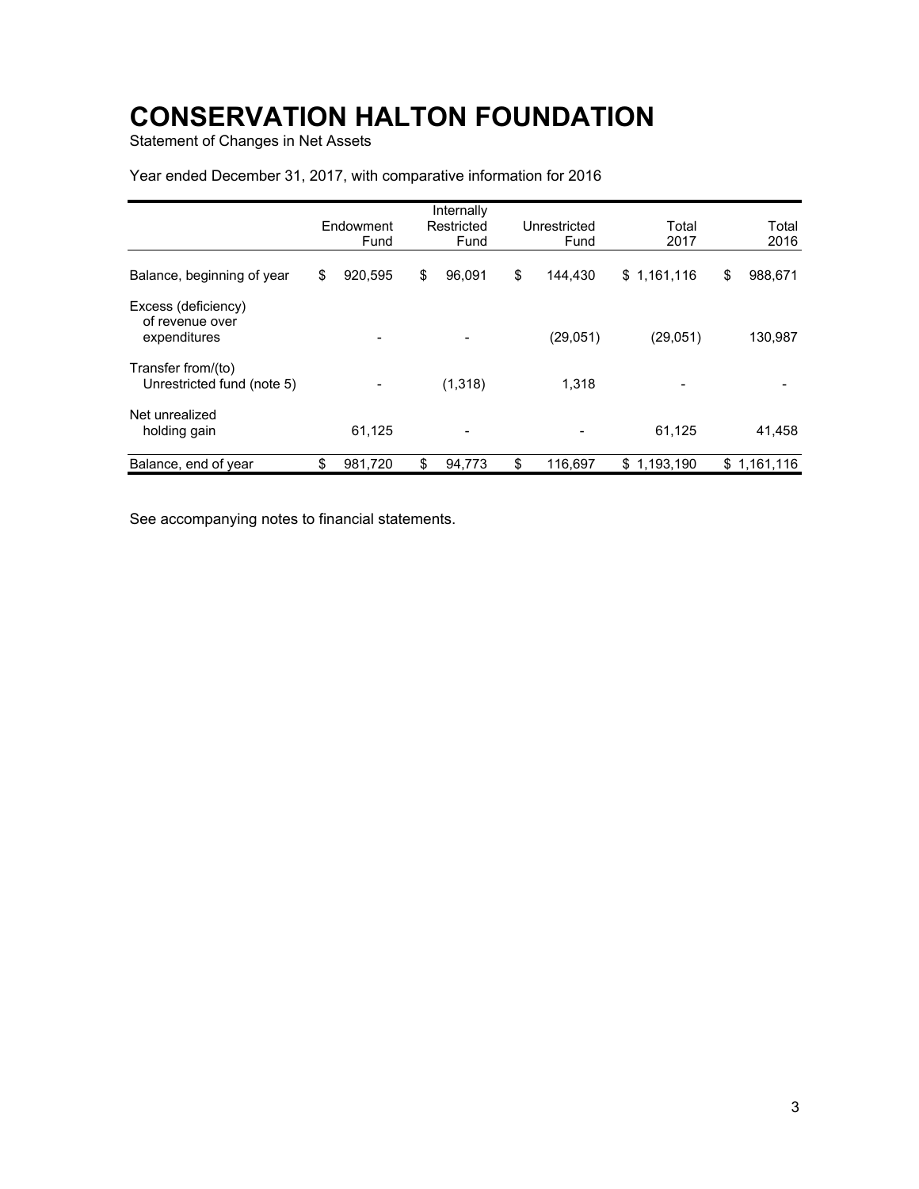# CONSERVATION HALTON FOUNDATION

Statement of Changes in Net Assets

Year ended December 31, 2017, with comparative information for 2016

| | Endowment Fund | Internally Restricted Fund | Unrestricted Fund | Total 2017 | Total 2016 |
|---|---|---|---|---|---|
| Balance, beginning of year | $ 920,595 | $ 96,091 | $ 144,430 | $ 1,161,116 | $ 988,671 |
| Excess (deficiency) of revenue over expenditures | - | - | (29,051) | (29,051) | 130,987 |
| Transfer from/(to) Unrestricted fund (note 5) | - | (1,318) | 1,318 | - | - |
| Net unrealized holding gain | 61,125 | - | - | 61,125 | 41,458 |
| Balance, end of year | $ 981,720 | $ 94,773 | $ 116,697 | $ 1,193,190 | $ 1,161,116 |

See accompanying notes to financial statements.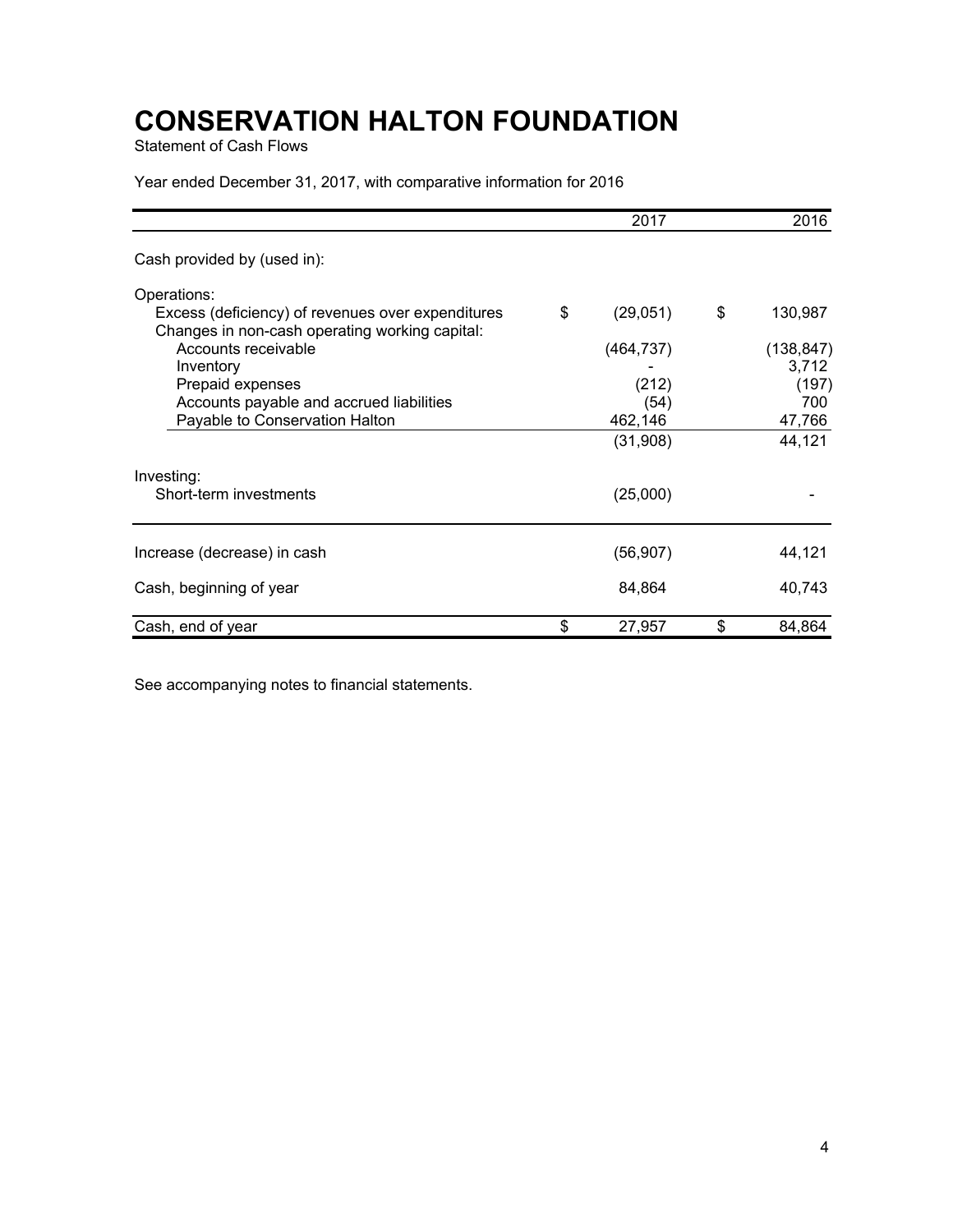# CONSERVATION HALTON FOUNDATION

Statement of Cash Flows

Year ended December 31, 2017, with comparative information for 2016

| | 2017 | 2016 |
|---|---|---|
| Cash provided by (used in): | | |
| Operations: | | |
| Excess (deficiency) of revenues over expenditures | $ (29,051) | $ 130,987 |
| Changes in non-cash operating working capital: | | |
| Accounts receivable | (464,737) | (138,847) |
| Inventory | - | 3,712 |
| Prepaid expenses | (212) | (197) |
| Accounts payable and accrued liabilities | (54) | 700 |
| Payable to Conservation Halton | 462,146 | 47,766 |
| | (31,908) | 44,121 |
| Investing: | | |
| Short-term investments | (25,000) | - |
| Increase (decrease) in cash | (56,907) | 44,121 |
| Cash, beginning of year | 84,864 | 40,743 |
| Cash, end of year | $ 27,957 | $ 84,864 |

See accompanying notes to financial statements.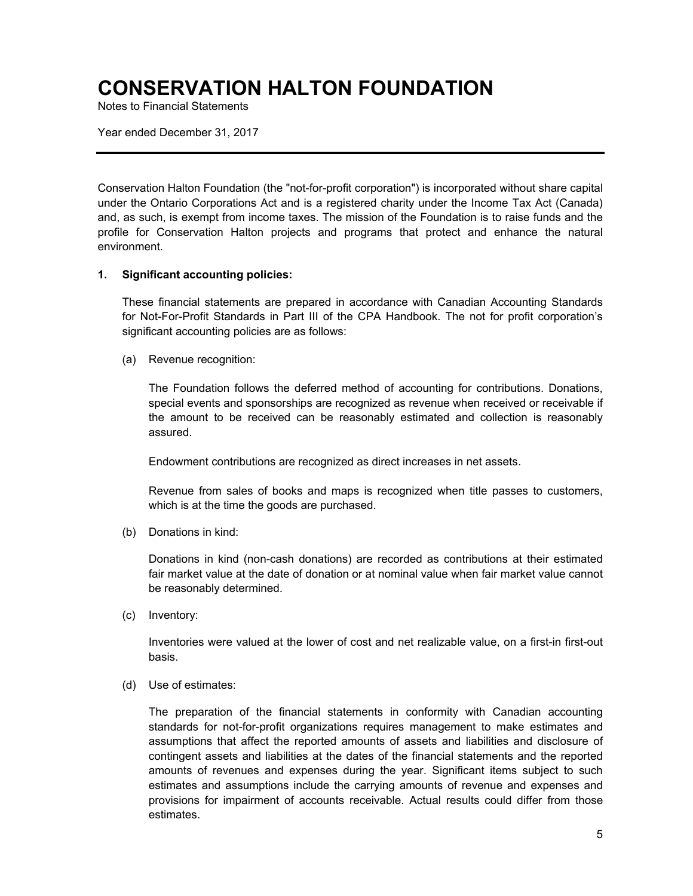# CONSERVATION HALTON FOUNDATION

Notes to Financial Statements

Year ended December 31, 2017

---

Conservation Halton Foundation (the "not-for-profit corporation") is incorporated without share capital under the Ontario Corporations Act and is a registered charity under the Income Tax Act (Canada) and, as such, is exempt from income taxes. The mission of the Foundation is to raise funds and the profile for Conservation Halton projects and programs that protect and enhance the natural environment.

**1. Significant accounting policies:**

These financial statements are prepared in accordance with Canadian Accounting Standards for Not-For-Profit Standards in Part III of the CPA Handbook. The not for profit corporation's significant accounting policies are as follows:

(a) Revenue recognition:

The Foundation follows the deferred method of accounting for contributions. Donations, special events and sponsorships are recognized as revenue when received or receivable if the amount to be received can be reasonably estimated and collection is reasonably assured.

Endowment contributions are recognized as direct increases in net assets.

Revenue from sales of books and maps is recognized when title passes to customers, which is at the time the goods are purchased.

(b) Donations in kind:

Donations in kind (non-cash donations) are recorded as contributions at their estimated fair market value at the date of donation or at nominal value when fair market value cannot be reasonably determined.

(c) Inventory:

Inventories were valued at the lower of cost and net realizable value, on a first-in first-out basis.

(d) Use of estimates:

The preparation of the financial statements in conformity with Canadian accounting standards for not-for-profit organizations requires management to make estimates and assumptions that affect the reported amounts of assets and liabilities and disclosure of contingent assets and liabilities at the dates of the financial statements and the reported amounts of revenues and expenses during the year. Significant items subject to such estimates and assumptions include the carrying amounts of revenue and expenses and provisions for impairment of accounts receivable. Actual results could differ from those estimates.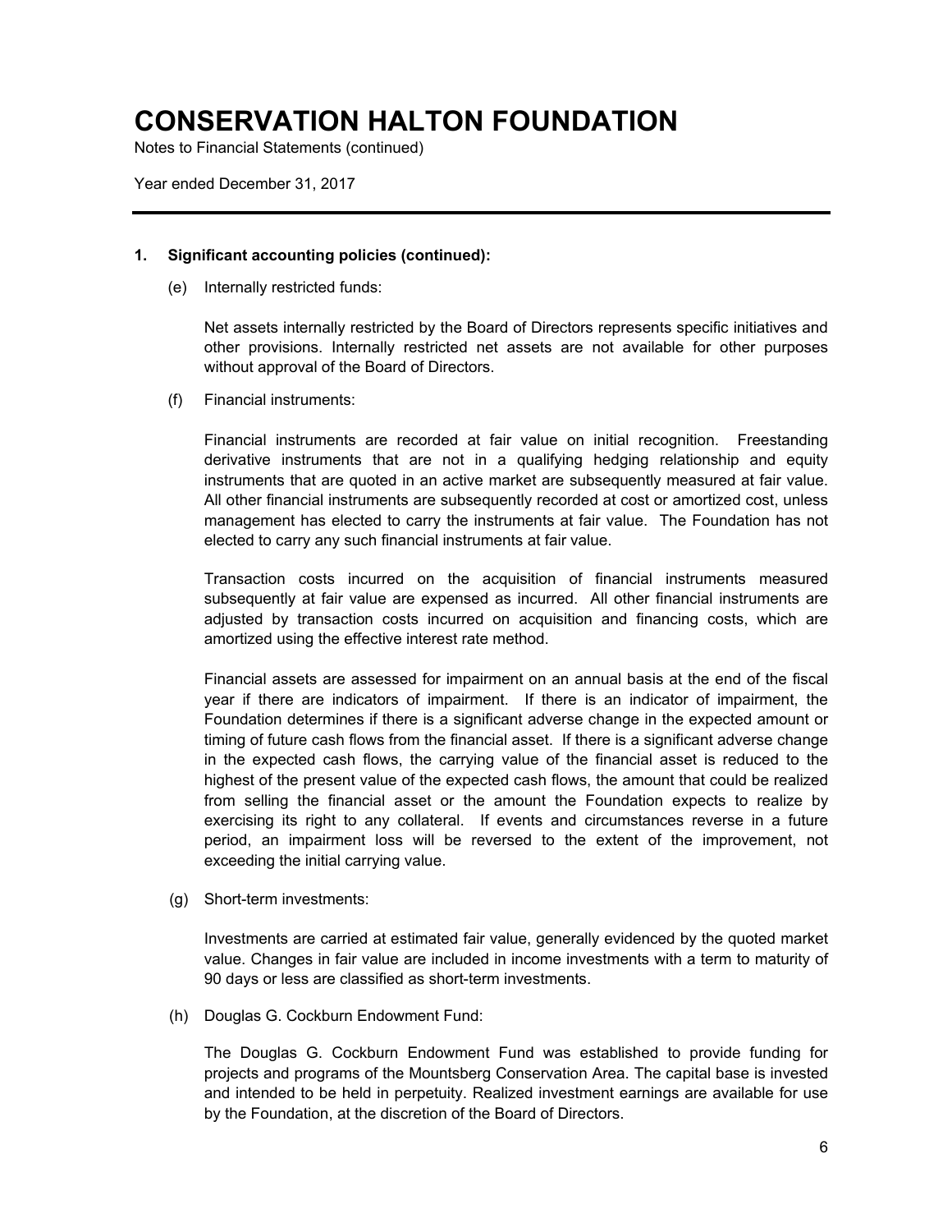# CONSERVATION HALTON FOUNDATION

Notes to Financial Statements (continued)

Year ended December 31, 2017

---

**1. Significant accounting policies (continued):**

(e) Internally restricted funds:

Net assets internally restricted by the Board of Directors represents specific initiatives and other provisions. Internally restricted net assets are not available for other purposes without approval of the Board of Directors.

(f) Financial instruments:

Financial instruments are recorded at fair value on initial recognition. Freestanding derivative instruments that are not in a qualifying hedging relationship and equity instruments that are quoted in an active market are subsequently measured at fair value. All other financial instruments are subsequently recorded at cost or amortized cost, unless management has elected to carry the instruments at fair value. The Foundation has not elected to carry any such financial instruments at fair value.

Transaction costs incurred on the acquisition of financial instruments measured subsequently at fair value are expensed as incurred. All other financial instruments are adjusted by transaction costs incurred on acquisition and financing costs, which are amortized using the effective interest rate method.

Financial assets are assessed for impairment on an annual basis at the end of the fiscal year if there are indicators of impairment. If there is an indicator of impairment, the Foundation determines if there is a significant adverse change in the expected amount or timing of future cash flows from the financial asset. If there is a significant adverse change in the expected cash flows, the carrying value of the financial asset is reduced to the highest of the present value of the expected cash flows, the amount that could be realized from selling the financial asset or the amount the Foundation expects to realize by exercising its right to any collateral. If events and circumstances reverse in a future period, an impairment loss will be reversed to the extent of the improvement, not exceeding the initial carrying value.

(g) Short-term investments:

Investments are carried at estimated fair value, generally evidenced by the quoted market value. Changes in fair value are included in income investments with a term to maturity of 90 days or less are classified as short-term investments.

(h) Douglas G. Cockburn Endowment Fund:

The Douglas G. Cockburn Endowment Fund was established to provide funding for projects and programs of the Mountsberg Conservation Area. The capital base is invested and intended to be held in perpetuity. Realized investment earnings are available for use by the Foundation, at the discretion of the Board of Directors.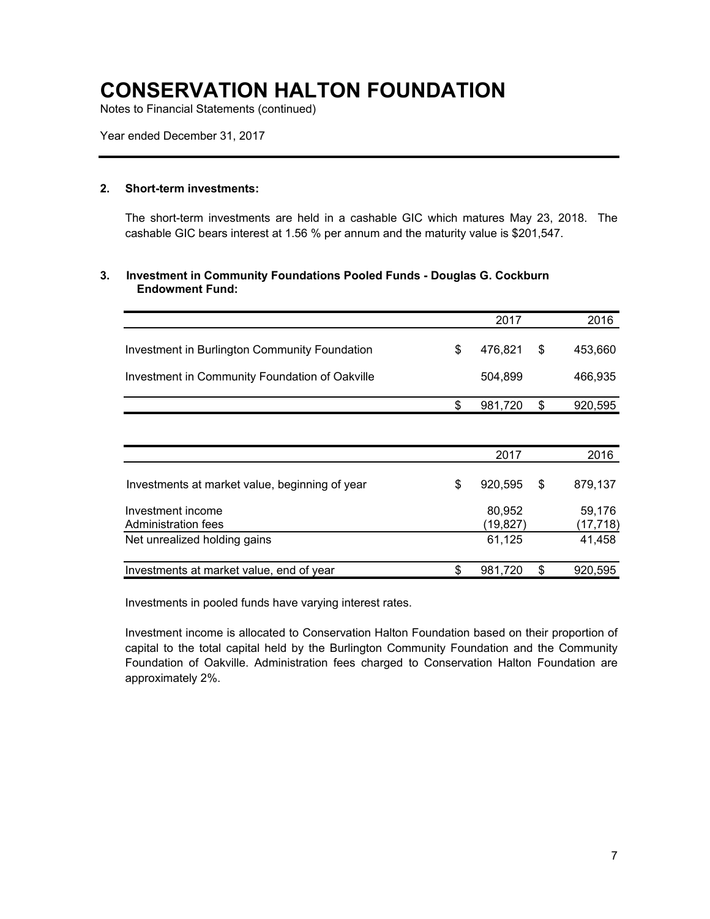# CONSERVATION HALTON FOUNDATION

Notes to Financial Statements (continued)

Year ended December 31, 2017

## 2. Short-term investments:

The short-term investments are held in a cashable GIC which matures May 23, 2018. The cashable GIC bears interest at 1.56 % per annum and the maturity value is $201,547.

## 3. Investment in Community Foundations Pooled Funds - Douglas G. Cockburn Endowment Fund:

| | 2017 | 2016 |
|---|---|---|
| Investment in Burlington Community Foundation | $ 476,821 | $ 453,660 |
| Investment in Community Foundation of Oakville | 504,899 | 466,935 |
| | $ 981,720 | $ 920,595 |

| | 2017 | 2016 |
|---|---|---|
| Investments at market value, beginning of year | $ 920,595 | $ 879,137 |
| Investment income | 80,952 | 59,176 |
| Administration fees | (19,827) | (17,718) |
| Net unrealized holding gains | 61,125 | 41,458 |
| Investments at market value, end of year | $ 981,720 | $ 920,595 |

Investments in pooled funds have varying interest rates.

Investment income is allocated to Conservation Halton Foundation based on their proportion of capital to the total capital held by the Burlington Community Foundation and the Community Foundation of Oakville. Administration fees charged to Conservation Halton Foundation are approximately 2%.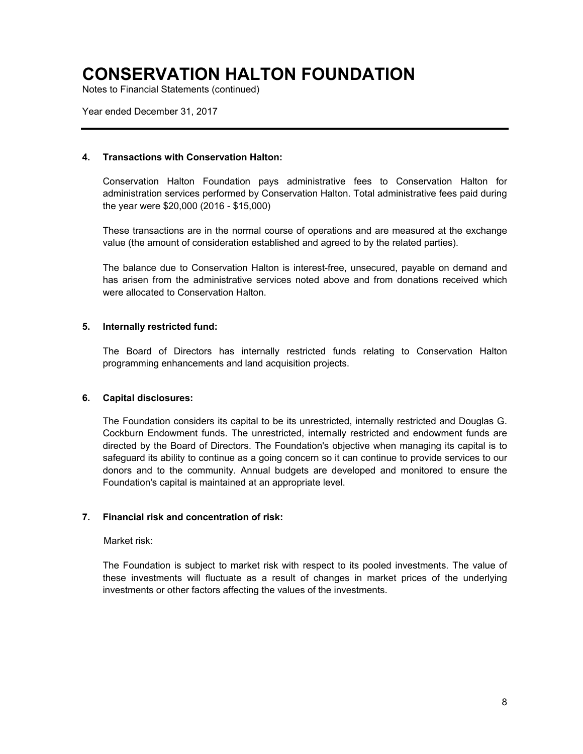# CONSERVATION HALTON FOUNDATION

Notes to Financial Statements (continued)

Year ended December 31, 2017

## 4. Transactions with Conservation Halton:

Conservation Halton Foundation pays administrative fees to Conservation Halton for administration services performed by Conservation Halton. Total administrative fees paid during the year were $20,000 (2016 - $15,000)

These transactions are in the normal course of operations and are measured at the exchange value (the amount of consideration established and agreed to by the related parties).

The balance due to Conservation Halton is interest-free, unsecured, payable on demand and has arisen from the administrative services noted above and from donations received which were allocated to Conservation Halton.

## 5. Internally restricted fund:

The Board of Directors has internally restricted funds relating to Conservation Halton programming enhancements and land acquisition projects.

## 6. Capital disclosures:

The Foundation considers its capital to be its unrestricted, internally restricted and Douglas G. Cockburn Endowment funds. The unrestricted, internally restricted and endowment funds are directed by the Board of Directors. The Foundation's objective when managing its capital is to safeguard its ability to continue as a going concern so it can continue to provide services to our donors and to the community. Annual budgets are developed and monitored to ensure the Foundation's capital is maintained at an appropriate level.

## 7. Financial risk and concentration of risk:

Market risk:

The Foundation is subject to market risk with respect to its pooled investments. The value of these investments will fluctuate as a result of changes in market prices of the underlying investments or other factors affecting the values of the investments.